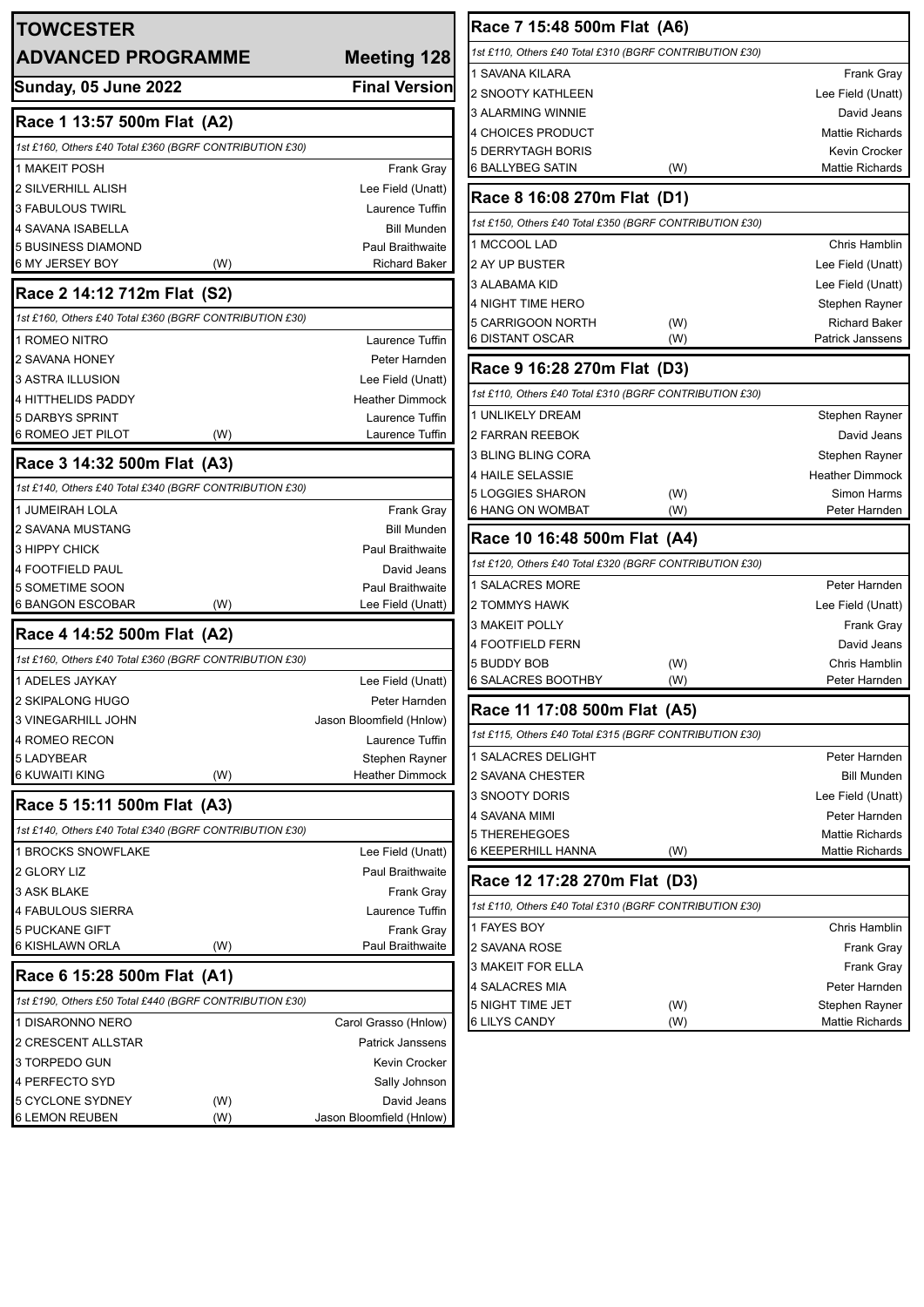# TOWCESTER

**ADVANCED PROGRAMME** — **Meeting 128**

**Sunday, 05 June 2022** — **Final Version**

## Race 1 13:57 500m Flat (A2)

*1st £160, Others £40 Total £360 (BGRF CONTRIBUTION £30)*

| Trap | Dog | | Trainer |
|---|---|---|---|
| 1 | MAKEIT POSH | | Frank Gray |
| 2 | SILVERHILL ALISH | | Lee Field (Unatt) |
| 3 | FABULOUS TWIRL | | Laurence Tuffin |
| 4 | SAVANA ISABELLA | | Bill Munden |
| 5 | BUSINESS DIAMOND | | Paul Braithwaite |
| 6 | MY JERSEY BOY | (W) | Richard Baker |

## Race 2 14:12 712m Flat (S2)

*1st £160, Others £40 Total £360 (BGRF CONTRIBUTION £30)*

| Trap | Dog | | Trainer |
|---|---|---|---|
| 1 | ROMEO NITRO | | Laurence Tuffin |
| 2 | SAVANA HONEY | | Peter Harnden |
| 3 | ASTRA ILLUSION | | Lee Field (Unatt) |
| 4 | HITTHELIDS PADDY | | Heather Dimmock |
| 5 | DARBYS SPRINT | | Laurence Tuffin |
| 6 | ROMEO JET PILOT | (W) | Laurence Tuffin |

## Race 3 14:32 500m Flat (A3)

*1st £140, Others £40 Total £340 (BGRF CONTRIBUTION £30)*

| Trap | Dog | | Trainer |
|---|---|---|---|
| 1 | JUMEIRAH LOLA | | Frank Gray |
| 2 | SAVANA MUSTANG | | Bill Munden |
| 3 | HIPPY CHICK | | Paul Braithwaite |
| 4 | FOOTFIELD PAUL | | David Jeans |
| 5 | SOMETIME SOON | | Paul Braithwaite |
| 6 | BANGON ESCOBAR | (W) | Lee Field (Unatt) |

## Race 4 14:52 500m Flat (A2)

*1st £160, Others £40 Total £360 (BGRF CONTRIBUTION £30)*

| Trap | Dog | | Trainer |
|---|---|---|---|
| 1 | ADELES JAYKAY | | Lee Field (Unatt) |
| 2 | SKIPALONG HUGO | | Peter Harnden |
| 3 | VINEGARHILL JOHN | | Jason Bloomfield (Hnlow) |
| 4 | ROMEO RECON | | Laurence Tuffin |
| 5 | LADYBEAR | | Stephen Rayner |
| 6 | KUWAITI KING | (W) | Heather Dimmock |

## Race 5 15:11 500m Flat (A3)

*1st £140, Others £40 Total £340 (BGRF CONTRIBUTION £30)*

| Trap | Dog | | Trainer |
|---|---|---|---|
| 1 | BROCKS SNOWFLAKE | | Lee Field (Unatt) |
| 2 | GLORY LIZ | | Paul Braithwaite |
| 3 | ASK BLAKE | | Frank Gray |
| 4 | FABULOUS SIERRA | | Laurence Tuffin |
| 5 | PUCKANE GIFT | | Frank Gray |
| 6 | KISHLAWN ORLA | (W) | Paul Braithwaite |

## Race 6 15:28 500m Flat (A1)

*1st £190, Others £50 Total £440 (BGRF CONTRIBUTION £30)*

| Trap | Dog | | Trainer |
|---|---|---|---|
| 1 | DISARONNO NERO | | Carol Grasso (Hnlow) |
| 2 | CRESCENT ALLSTAR | | Patrick Janssens |
| 3 | TORPEDO GUN | | Kevin Crocker |
| 4 | PERFECTO SYD | | Sally Johnson |
| 5 | CYCLONE SYDNEY | (W) | David Jeans |
| 6 | LEMON REUBEN | (W) | Jason Bloomfield (Hnlow) |

## Race 7 15:48 500m Flat (A6)

*1st £110, Others £40 Total £310 (BGRF CONTRIBUTION £30)*

| Trap | Dog | | Trainer |
|---|---|---|---|
| 1 | SAVANA KILARA | | Frank Gray |
| 2 | SNOOTY KATHLEEN | | Lee Field (Unatt) |
| 3 | ALARMING WINNIE | | David Jeans |
| 4 | CHOICES PRODUCT | | Mattie Richards |
| 5 | DERRYTAGH BORIS | | Kevin Crocker |
| 6 | BALLYBEG SATIN | (W) | Mattie Richards |

## Race 8 16:08 270m Flat (D1)

*1st £150, Others £40 Total £350 (BGRF CONTRIBUTION £30)*

| Trap | Dog | | Trainer |
|---|---|---|---|
| 1 | MCCOOL LAD | | Chris Hamblin |
| 2 | AY UP BUSTER | | Lee Field (Unatt) |
| 3 | ALABAMA KID | | Lee Field (Unatt) |
| 4 | NIGHT TIME HERO | | Stephen Rayner |
| 5 | CARRIGOON NORTH | (W) | Richard Baker |
| 6 | DISTANT OSCAR | (W) | Patrick Janssens |

## Race 9 16:28 270m Flat (D3)

*1st £110, Others £40 Total £310 (BGRF CONTRIBUTION £30)*

| Trap | Dog | | Trainer |
|---|---|---|---|
| 1 | UNLIKELY DREAM | | Stephen Rayner |
| 2 | FARRAN REEBOK | | David Jeans |
| 3 | BLING BLING CORA | | Stephen Rayner |
| 4 | HAILE SELASSIE | | Heather Dimmock |
| 5 | LOGGIES SHARON | (W) | Simon Harms |
| 6 | HANG ON WOMBAT | (W) | Peter Harnden |

## Race 10 16:48 500m Flat (A4)

*1st £120, Others £40 Total £320 (BGRF CONTRIBUTION £30)*

| Trap | Dog | | Trainer |
|---|---|---|---|
| 1 | SALACRES MORE | | Peter Harnden |
| 2 | TOMMYS HAWK | | Lee Field (Unatt) |
| 3 | MAKEIT POLLY | | Frank Gray |
| 4 | FOOTFIELD FERN | | David Jeans |
| 5 | BUDDY BOB | (W) | Chris Hamblin |
| 6 | SALACRES BOOTHBY | (W) | Peter Harnden |

## Race 11 17:08 500m Flat (A5)

*1st £115, Others £40 Total £315 (BGRF CONTRIBUTION £30)*

| Trap | Dog | | Trainer |
|---|---|---|---|
| 1 | SALACRES DELIGHT | | Peter Harnden |
| 2 | SAVANA CHESTER | | Bill Munden |
| 3 | SNOOTY DORIS | | Lee Field (Unatt) |
| 4 | SAVANA MIMI | | Peter Harnden |
| 5 | THEREHEGOES | | Mattie Richards |
| 6 | KEEPERHILL HANNA | (W) | Mattie Richards |

## Race 12 17:28 270m Flat (D3)

*1st £110, Others £40 Total £310 (BGRF CONTRIBUTION £30)*

| Trap | Dog | | Trainer |
|---|---|---|---|
| 1 | FAYES BOY | | Chris Hamblin |
| 2 | SAVANA ROSE | | Frank Gray |
| 3 | MAKEIT FOR ELLA | | Frank Gray |
| 4 | SALACRES MIA | | Peter Harnden |
| 5 | NIGHT TIME JET | (W) | Stephen Rayner |
| 6 | LILYS CANDY | (W) | Mattie Richards |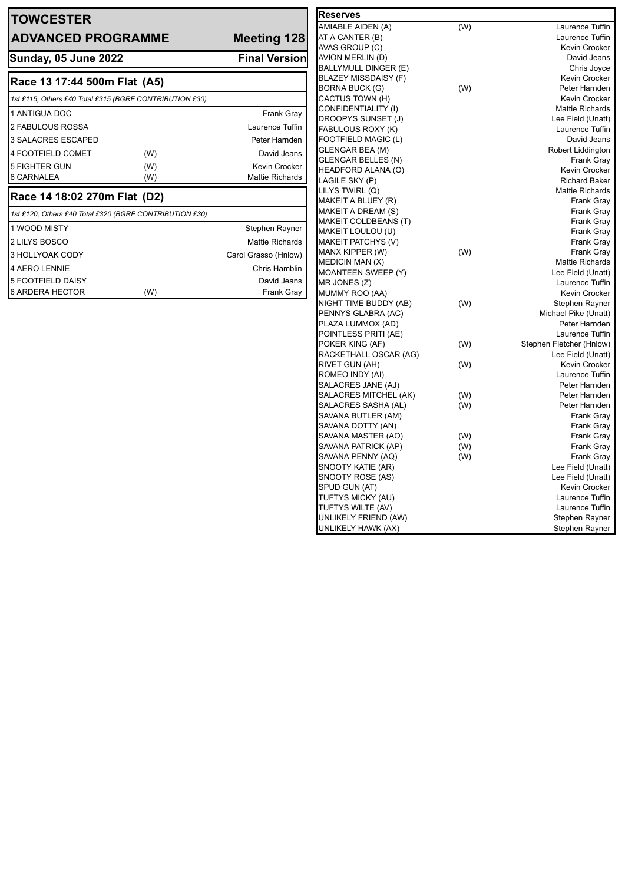# TOWCESTER

## ADVANCED PROGRAMME — Meeting 128

**Sunday, 05 June 2022** — **Final Version**

### Race 13 17:44 500m Flat (A5)

*1st £115, Others £40 Total £315 (BGRF CONTRIBUTION £30)*

| | | |
|---|---|---|
| 1 ANTIGUA DOC | | Frank Gray |
| 2 FABULOUS ROSSA | | Laurence Tuffin |
| 3 SALACRES ESCAPED | | Peter Harnden |
| 4 FOOTFIELD COMET | (W) | David Jeans |
| 5 FIGHTER GUN | (W) | Kevin Crocker |
| 6 CARNALEA | (W) | Mattie Richards |

### Race 14 18:02 270m Flat (D2)

*1st £120, Others £40 Total £320 (BGRF CONTRIBUTION £30)*

| | | |
|---|---|---|
| 1 WOOD MISTY | | Stephen Rayner |
| 2 LILYS BOSCO | | Mattie Richards |
| 3 HOLLYOAK CODY | | Carol Grasso (Hnlow) |
| 4 AERO LENNIE | | Chris Hamblin |
| 5 FOOTFIELD DAISY | | David Jeans |
| 6 ARDERA HECTOR | (W) | Frank Gray |

### Reserves

| | | |
|---|---|---|
| AMIABLE AIDEN (A) | (W) | Laurence Tuffin |
| AT A CANTER (B) | | Laurence Tuffin |
| AVAS GROUP (C) | | Kevin Crocker |
| AVION MERLIN (D) | | David Jeans |
| BALLYMULL DINGER (E) | | Chris Joyce |
| BLAZEY MISSDAISY (F) | | Kevin Crocker |
| BORNA BUCK (G) | (W) | Peter Harnden |
| CACTUS TOWN (H) | | Kevin Crocker |
| CONFIDENTIALITY (I) | | Mattie Richards |
| DROOPYS SUNSET (J) | | Lee Field (Unatt) |
| FABULOUS ROXY (K) | | Laurence Tuffin |
| FOOTFIELD MAGIC (L) | | David Jeans |
| GLENGAR BEA (M) | | Robert Liddington |
| GLENGAR BELLES (N) | | Frank Gray |
| HEADFORD ALANA (O) | | Kevin Crocker |
| LAGILE SKY (P) | | Richard Baker |
| LILYS TWIRL (Q) | | Mattie Richards |
| MAKEIT A BLUEY (R) | | Frank Gray |
| MAKEIT A DREAM (S) | | Frank Gray |
| MAKEIT COLDBEANS (T) | | Frank Gray |
| MAKEIT LOULOU (U) | | Frank Gray |
| MAKEIT PATCHYS (V) | | Frank Gray |
| MANX KIPPER (W) | (W) | Frank Gray |
| MEDICIN MAN (X) | | Mattie Richards |
| MOANTEEN SWEEP (Y) | | Lee Field (Unatt) |
| MR JONES (Z) | | Laurence Tuffin |
| MUMMY ROO (AA) | | Kevin Crocker |
| NIGHT TIME BUDDY (AB) | (W) | Stephen Rayner |
| PENNYS GLABRA (AC) | | Michael Pike (Unatt) |
| PLAZA LUMMOX (AD) | | Peter Harnden |
| POINTLESS PRITI (AE) | | Laurence Tuffin |
| POKER KING (AF) | (W) | Stephen Fletcher (Hnlow) |
| RACKETHALL OSCAR (AG) | | Lee Field (Unatt) |
| RIVET GUN (AH) | (W) | Kevin Crocker |
| ROMEO INDY (AI) | | Laurence Tuffin |
| SALACRES JANE (AJ) | | Peter Harnden |
| SALACRES MITCHEL (AK) | (W) | Peter Harnden |
| SALACRES SASHA (AL) | (W) | Peter Harnden |
| SAVANA BUTLER (AM) | | Frank Gray |
| SAVANA DOTTY (AN) | | Frank Gray |
| SAVANA MASTER (AO) | (W) | Frank Gray |
| SAVANA PATRICK (AP) | (W) | Frank Gray |
| SAVANA PENNY (AQ) | (W) | Frank Gray |
| SNOOTY KATIE (AR) | | Lee Field (Unatt) |
| SNOOTY ROSE (AS) | | Lee Field (Unatt) |
| SPUD GUN (AT) | | Kevin Crocker |
| TUFTYS MICKY (AU) | | Laurence Tuffin |
| TUFTYS WILTE (AV) | | Laurence Tuffin |
| UNLIKELY FRIEND (AW) | | Stephen Rayner |
| UNLIKELY HAWK (AX) | | Stephen Rayner |